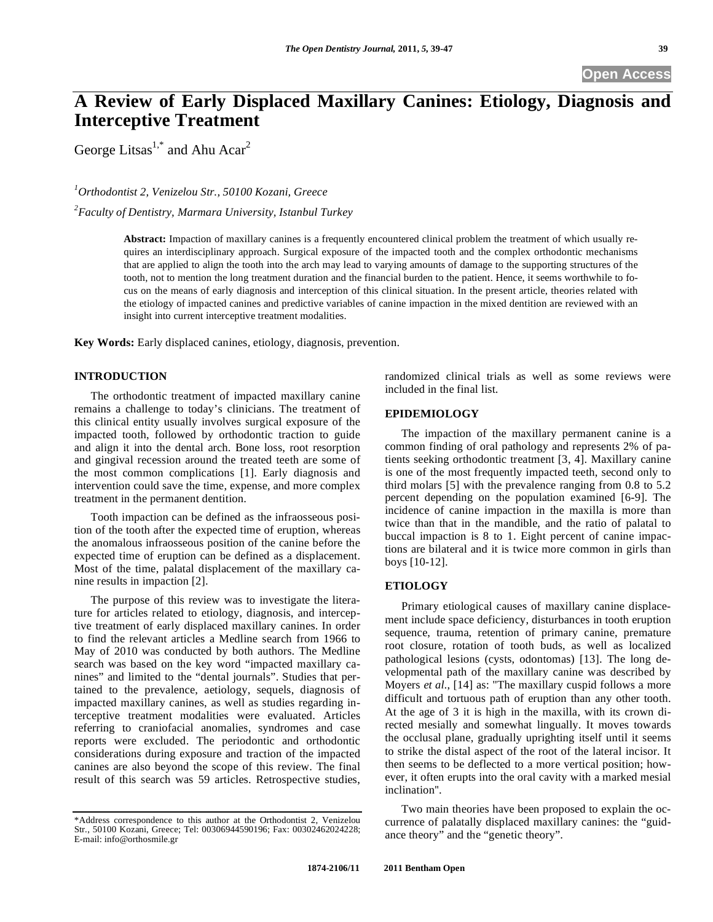# A Review of Early Displaced Maxillary Canines: Etiology, Diagnosis and Interceptive Treatment

George Litsas[1,*] and Ahu Acar[2]

[1]*Orthodontist 2, Venizelou Str., 50100 Kozani, Greece*

[2]*Faculty of Dentistry, Marmara University, Istanbul Turkey*

**Abstract:** Impaction of maxillary canines is a frequently encountered clinical problem the treatment of which usually requires an interdisciplinary approach. Surgical exposure of the impacted tooth and the complex orthodontic mechanisms that are applied to align the tooth into the arch may lead to varying amounts of damage to the supporting structures of the tooth, not to mention the long treatment duration and the financial burden to the patient. Hence, it seems worthwhile to focus on the means of early diagnosis and interception of this clinical situation. In the present article, theories related with the etiology of impacted canines and predictive variables of canine impaction in the mixed dentition are reviewed with an insight into current interceptive treatment modalities.

**Key Words:** Early displaced canines, etiology, diagnosis, prevention.

## INTRODUCTION

The orthodontic treatment of impacted maxillary canine remains a challenge to today's clinicians. The treatment of this clinical entity usually involves surgical exposure of the impacted tooth, followed by orthodontic traction to guide and align it into the dental arch. Bone loss, root resorption and gingival recession around the treated teeth are some of the most common complications [1]. Early diagnosis and intervention could save the time, expense, and more complex treatment in the permanent dentition.

Tooth impaction can be defined as the infraosseous position of the tooth after the expected time of eruption, whereas the anomalous infraosseous position of the canine before the expected time of eruption can be defined as a displacement. Most of the time, palatal displacement of the maxillary canine results in impaction [2].

The purpose of this review was to investigate the literature for articles related to etiology, diagnosis, and interceptive treatment of early displaced maxillary canines. In order to find the relevant articles a Medline search from 1966 to May of 2010 was conducted by both authors. The Medline search was based on the key word "impacted maxillary canines" and limited to the "dental journals". Studies that pertained to the prevalence, aetiology, sequels, diagnosis of impacted maxillary canines, as well as studies regarding interceptive treatment modalities were evaluated. Articles referring to craniofacial anomalies, syndromes and case reports were excluded. The periodontic and orthodontic considerations during exposure and traction of the impacted canines are also beyond the scope of this review. The final result of this search was 59 articles. Retrospective studies, randomized clinical trials as well as some reviews were included in the final list.

## EPIDEMIOLOGY

The impaction of the maxillary permanent canine is a common finding of oral pathology and represents 2% of patients seeking orthodontic treatment [3, 4]. Maxillary canine is one of the most frequently impacted teeth, second only to third molars [5] with the prevalence ranging from 0.8 to 5.2 percent depending on the population examined [6-9]. The incidence of canine impaction in the maxilla is more than twice than that in the mandible, and the ratio of palatal to buccal impaction is 8 to 1. Eight percent of canine impactions are bilateral and it is twice more common in girls than boys [10-12].

## ETIOLOGY

Primary etiological causes of maxillary canine displacement include space deficiency, disturbances in tooth eruption sequence, trauma, retention of primary canine, premature root closure, rotation of tooth buds, as well as localized pathological lesions (cysts, odontomas) [13]. The long developmental path of the maxillary canine was described by Moyers *et al.*, [14] as: "The maxillary cuspid follows a more difficult and tortuous path of eruption than any other tooth. At the age of 3 it is high in the maxilla, with its crown directed mesially and somewhat lingually. It moves towards the occlusal plane, gradually uprighting itself until it seems to strike the distal aspect of the root of the lateral incisor. It then seems to be deflected to a more vertical position; however, it often erupts into the oral cavity with a marked mesial inclination".

Two main theories have been proposed to explain the occurrence of palatally displaced maxillary canines: the "guidance theory" and the "genetic theory".

*Address correspondence to this author at the Orthodontist 2, Venizelou Str., 50100 Kozani, Greece; Tel: 00306944590196; Fax: 00302462024228; E-mail: info@orthosmile.gr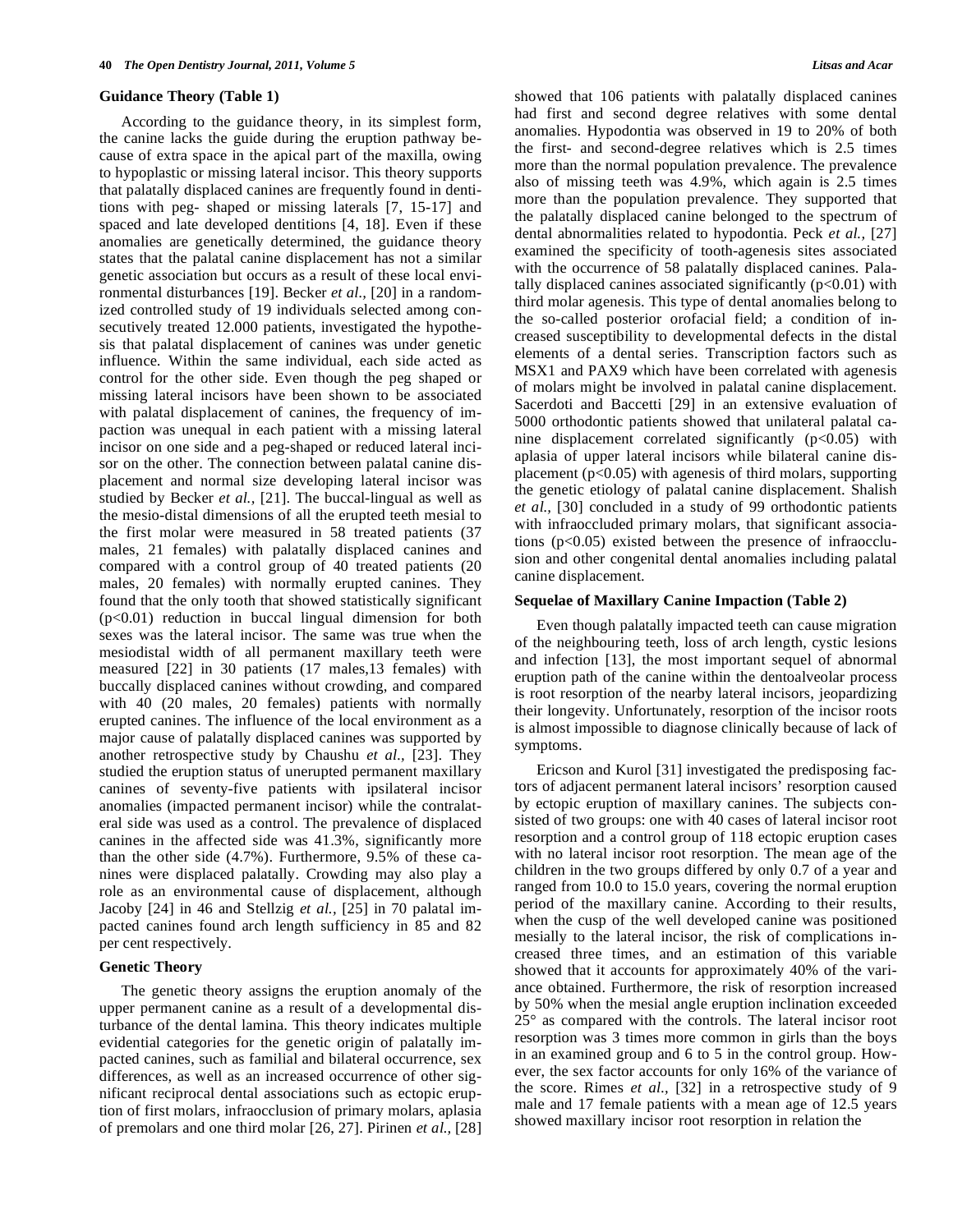### Guidance Theory (Table 1)

According to the guidance theory, in its simplest form, the canine lacks the guide during the eruption pathway because of extra space in the apical part of the maxilla, owing to hypoplastic or missing lateral incisor. This theory supports that palatally displaced canines are frequently found in dentitions with peg- shaped or missing laterals [7, 15-17] and spaced and late developed dentitions [4, 18]. Even if these anomalies are genetically determined, the guidance theory states that the palatal canine displacement has not a similar genetic association but occurs as a result of these local environmental disturbances [19]. Becker *et al.,* [20] in a randomized controlled study of 19 individuals selected among consecutively treated 12.000 patients, investigated the hypothesis that palatal displacement of canines was under genetic influence. Within the same individual, each side acted as control for the other side. Even though the peg shaped or missing lateral incisors have been shown to be associated with palatal displacement of canines, the frequency of impaction was unequal in each patient with a missing lateral incisor on one side and a peg-shaped or reduced lateral incisor on the other. The connection between palatal canine displacement and normal size developing lateral incisor was studied by Becker *et al.,* [21]. The buccal-lingual as well as the mesio-distal dimensions of all the erupted teeth mesial to the first molar were measured in 58 treated patients (37 males, 21 females) with palatally displaced canines and compared with a control group of 40 treated patients (20 males, 20 females) with normally erupted canines. They found that the only tooth that showed statistically significant ($p<0.01$) reduction in buccal lingual dimension for both sexes was the lateral incisor. The same was true when the mesiodistal width of all permanent maxillary teeth were measured [22] in 30 patients (17 males,13 females) with buccally displaced canines without crowding, and compared with 40 (20 males, 20 females) patients with normally erupted canines. The influence of the local environment as a major cause of palatally displaced canines was supported by another retrospective study by Chaushu *et al.,* [23]. They studied the eruption status of unerupted permanent maxillary canines of seventy-five patients with ipsilateral incisor anomalies (impacted permanent incisor) while the contralateral side was used as a control. The prevalence of displaced canines in the affected side was 41.3%, significantly more than the other side (4.7%). Furthermore, 9.5% of these canines were displaced palatally. Crowding may also play a role as an environmental cause of displacement, although Jacoby [24] in 46 and Stellzig *et al.,* [25] in 70 palatal impacted canines found arch length sufficiency in 85 and 82 per cent respectively.

### Genetic Theory

The genetic theory assigns the eruption anomaly of the upper permanent canine as a result of a developmental disturbance of the dental lamina. This theory indicates multiple evidential categories for the genetic origin of palatally impacted canines, such as familial and bilateral occurrence, sex differences, as well as an increased occurrence of other significant reciprocal dental associations such as ectopic eruption of first molars, infraocclusion of primary molars, aplasia of premolars and one third molar [26, 27]. Pirinen *et al.,* [28] showed that 106 patients with palatally displaced canines had first and second degree relatives with some dental anomalies. Hypodontia was observed in 19 to 20% of both the first- and second-degree relatives which is 2.5 times more than the normal population prevalence. The prevalence also of missing teeth was 4.9%, which again is 2.5 times more than the population prevalence. They supported that the palatally displaced canine belonged to the spectrum of dental abnormalities related to hypodontia. Peck *et al.,* [27] examined the specificity of tooth-agenesis sites associated with the occurrence of 58 palatally displaced canines. Palatally displaced canines associated significantly ($p<0.01$) with third molar agenesis. This type of dental anomalies belong to the so-called posterior orofacial field; a condition of increased susceptibility to developmental defects in the distal elements of a dental series. Transcription factors such as MSX1 and PAX9 which have been correlated with agenesis of molars might be involved in palatal canine displacement. Sacerdoti and Baccetti [29] in an extensive evaluation of 5000 orthodontic patients showed that unilateral palatal canine displacement correlated significantly ($p<0.05$) with aplasia of upper lateral incisors while bilateral canine displacement ($p<0.05$) with agenesis of third molars, supporting the genetic etiology of palatal canine displacement. Shalish *et al.,* [30] concluded in a study of 99 orthodontic patients with infraoccluded primary molars, that significant associations ($p<0.05$) existed between the presence of infraocclusion and other congenital dental anomalies including palatal canine displacement.

### Sequelae of Maxillary Canine Impaction (Table 2)

Even though palatally impacted teeth can cause migration of the neighbouring teeth, loss of arch length, cystic lesions and infection [13], the most important sequel of abnormal eruption path of the canine within the dentoalveolar process is root resorption of the nearby lateral incisors, jeopardizing their longevity. Unfortunately, resorption of the incisor roots is almost impossible to diagnose clinically because of lack of symptoms.

Ericson and Kurol [31] investigated the predisposing factors of adjacent permanent lateral incisors' resorption caused by ectopic eruption of maxillary canines. The subjects consisted of two groups: one with 40 cases of lateral incisor root resorption and a control group of 118 ectopic eruption cases with no lateral incisor root resorption. The mean age of the children in the two groups differed by only 0.7 of a year and ranged from 10.0 to 15.0 years, covering the normal eruption period of the maxillary canine. According to their results, when the cusp of the well developed canine was positioned mesially to the lateral incisor, the risk of complications increased three times, and an estimation of this variable showed that it accounts for approximately 40% of the variance obtained. Furthermore, the risk of resorption increased by 50% when the mesial angle eruption inclination exceeded 25° as compared with the controls. The lateral incisor root resorption was 3 times more common in girls than the boys in an examined group and 6 to 5 in the control group. However, the sex factor accounts for only 16% of the variance of the score. Rimes *et al.,* [32] in a retrospective study of 9 male and 17 female patients with a mean age of 12.5 years showed maxillary incisor root resorption in relation the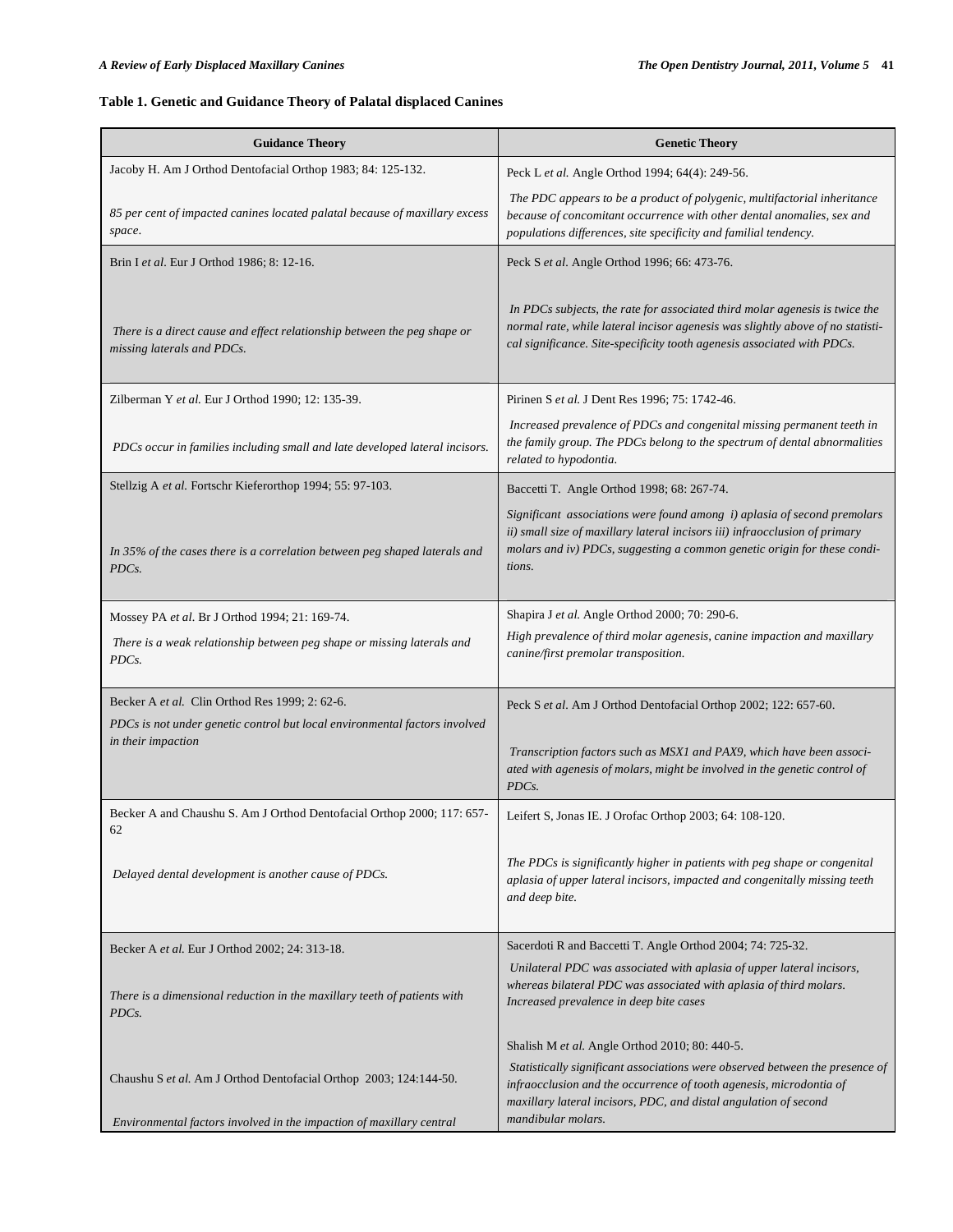**Table 1. Genetic and Guidance Theory of Palatal displaced Canines**

| Guidance Theory | Genetic Theory |
|---|---|
| Jacoby H. Am J Orthod Dentofacial Orthop 1983; 84: 125-132. *85 per cent of impacted canines located palatal because of maxillary excess space.* | Peck L *et al.* Angle Orthod 1994; 64(4): 249-56. *The PDC appears to be a product of polygenic, multifactorial inheritance because of concomitant occurrence with other dental anomalies, sex and populations differences, site specificity and familial tendency.* |
| Brin I *et al*. Eur J Orthod 1986; 8: 12-16. *There is a direct cause and effect relationship between the peg shape or missing laterals and PDCs.* | Peck S *et al*. Angle Orthod 1996; 66: 473-76. *In PDCs subjects, the rate for associated third molar agenesis is twice the normal rate, while lateral incisor agenesis was slightly above of no statistical significance. Site-specificity tooth agenesis associated with PDCs.* |
| Zilberman Y *et al.* Eur J Orthod 1990; 12: 135-39. *PDCs occur in families including small and late developed lateral incisors.* | Pirinen S *et al.* J Dent Res 1996; 75: 1742-46. *Increased prevalence of PDCs and congenital missing permanent teeth in the family group. The PDCs belong to the spectrum of dental abnormalities related to hypodontia.* |
| Stellzig A *et al.* Fortschr Kieferorthop 1994; 55: 97-103. *In 35% of the cases there is a correlation between peg shaped laterals and PDCs.* | Baccetti T. Angle Orthod 1998; 68: 267-74. *Significant associations were found among i) aplasia of second premolars ii) small size of maxillary lateral incisors iii) infraocclusion of primary molars and iv) PDCs, suggesting a common genetic origin for these conditions.* |
| Mossey PA *et al*. Br J Orthod 1994; 21: 169-74. *There is a weak relationship between peg shape or missing laterals and PDCs.* | Shapira J *et al.* Angle Orthod 2000; 70: 290-6. *High prevalence of third molar agenesis, canine impaction and maxillary canine/first premolar transposition.* |
| Becker A *et al.* Clin Orthod Res 1999; 2: 62-6. *PDCs is not under genetic control but local environmental factors involved in their impaction* | Peck S *et al*. Am J Orthod Dentofacial Orthop 2002; 122: 657-60. *Transcription factors such as MSX1 and PAX9, which have been associated with agenesis of molars, might be involved in the genetic control of PDCs.* |
| Becker A and Chaushu S. Am J Orthod Dentofacial Orthop 2000; 117: 657-62 *Delayed dental development is another cause of PDCs.* | Leifert S, Jonas IE. J Orofac Orthop 2003; 64: 108-120. *The PDCs is significantly higher in patients with peg shape or congenital aplasia of upper lateral incisors, impacted and congenitally missing teeth and deep bite.* |
| Becker A *et al.* Eur J Orthod 2002; 24: 313-18. *There is a dimensional reduction in the maxillary teeth of patients with PDCs.* Chaushu S *et al.* Am J Orthod Dentofacial Orthop 2003; 124:144-50. *Environmental factors involved in the impaction of maxillary central* | Sacerdoti R and Baccetti T. Angle Orthod 2004; 74: 725-32. *Unilateral PDC was associated with aplasia of upper lateral incisors, whereas bilateral PDC was associated with aplasia of third molars. Increased prevalence in deep bite cases* Shalish M *et al.* Angle Orthod 2010; 80: 440-5. *Statistically significant associations were observed between the presence of infraocclusion and the occurrence of tooth agenesis, microdontia of maxillary lateral incisors, PDC, and distal angulation of second mandibular molars.* |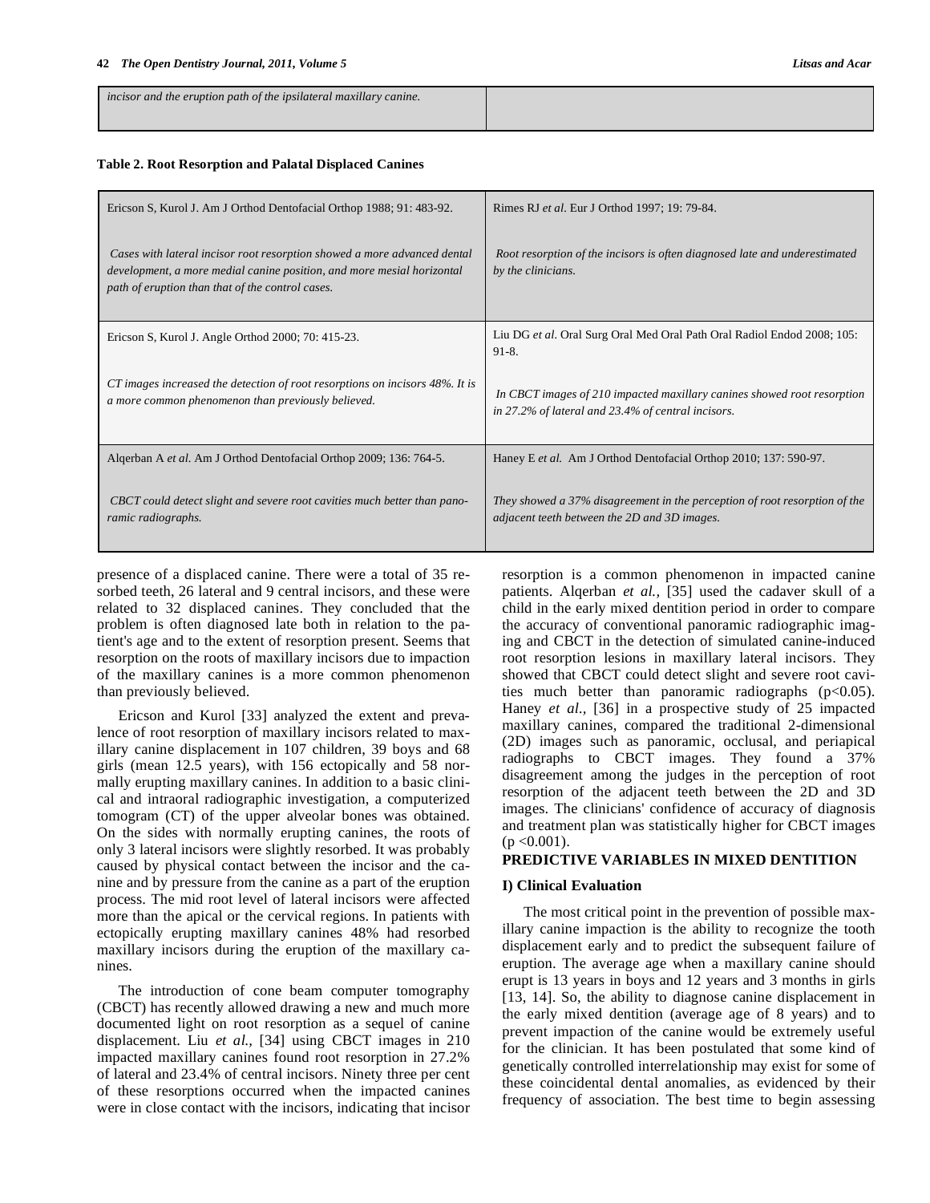| *incisor and the eruption path of the ipsilateral maxillary canine.* | |
|---|---|

**Table 2. Root Resorption and Palatal Displaced Canines**

| | |
|---|---|
| Ericson S, Kurol J. Am J Orthod Dentofacial Orthop 1988; 91: 483-92.<br><br>*Cases with lateral incisor root resorption showed a more advanced dental development, a more medial canine position, and more mesial horizontal path of eruption than that of the control cases.* | Rimes RJ *et al*. Eur J Orthod 1997; 19: 79-84.<br><br>*Root resorption of the incisors is often diagnosed late and underestimated by the clinicians.* |
| Ericson S, Kurol J. Angle Orthod 2000; 70: 415-23.<br><br>*CT images increased the detection of root resorptions on incisors 48%. It is a more common phenomenon than previously believed.* | Liu DG *et al*. Oral Surg Oral Med Oral Path Oral Radiol Endod 2008; 105: 91-8.<br><br>*In CBCT images of 210 impacted maxillary canines showed root resorption in 27.2% of lateral and 23.4% of central incisors.* |
| Alqerban A *et al*. Am J Orthod Dentofacial Orthop 2009; 136: 764-5.<br><br>*CBCT could detect slight and severe root cavities much better than panoramic radiographs.* | Haney E *et al.* Am J Orthod Dentofacial Orthop 2010; 137: 590-97.<br><br>*They showed a 37% disagreement in the perception of root resorption of the adjacent teeth between the 2D and 3D images.* |

presence of a displaced canine. There were a total of 35 resorbed teeth, 26 lateral and 9 central incisors, and these were related to 32 displaced canines. They concluded that the problem is often diagnosed late both in relation to the patient's age and to the extent of resorption present. Seems that resorption on the roots of maxillary incisors due to impaction of the maxillary canines is a more common phenomenon than previously believed.

Ericson and Kurol [33] analyzed the extent and prevalence of root resorption of maxillary incisors related to maxillary canine displacement in 107 children, 39 boys and 68 girls (mean 12.5 years), with 156 ectopically and 58 normally erupting maxillary canines. In addition to a basic clinical and intraoral radiographic investigation, a computerized tomogram (CT) of the upper alveolar bones was obtained. On the sides with normally erupting canines, the roots of only 3 lateral incisors were slightly resorbed. It was probably caused by physical contact between the incisor and the canine and by pressure from the canine as a part of the eruption process. The mid root level of lateral incisors were affected more than the apical or the cervical regions. In patients with ectopically erupting maxillary canines 48% had resorbed maxillary incisors during the eruption of the maxillary canines.

The introduction of cone beam computer tomography (CBCT) has recently allowed drawing a new and much more documented light on root resorption as a sequel of canine displacement. Liu *et al.,* [34] using CBCT images in 210 impacted maxillary canines found root resorption in 27.2% of lateral and 23.4% of central incisors. Ninety three per cent of these resorptions occurred when the impacted canines were in close contact with the incisors, indicating that incisor resorption is a common phenomenon in impacted canine patients. Alqerban *et al.,* [35] used the cadaver skull of a child in the early mixed dentition period in order to compare the accuracy of conventional panoramic radiographic imaging and CBCT in the detection of simulated canine-induced root resorption lesions in maxillary lateral incisors. They showed that CBCT could detect slight and severe root cavities much better than panoramic radiographs ($p<0.05$). Haney *et al.,* [36] in a prospective study of 25 impacted maxillary canines, compared the traditional 2-dimensional (2D) images such as panoramic, occlusal, and periapical radiographs to CBCT images. They found a 37% disagreement among the judges in the perception of root resorption of the adjacent teeth between the 2D and 3D images. The clinicians' confidence of accuracy of diagnosis and treatment plan was statistically higher for CBCT images ($p <0.001$).

## PREDICTIVE VARIABLES IN MIXED DENTITION

### I) Clinical Evaluation

The most critical point in the prevention of possible maxillary canine impaction is the ability to recognize the tooth displacement early and to predict the subsequent failure of eruption. The average age when a maxillary canine should erupt is 13 years in boys and 12 years and 3 months in girls [13, 14]. So, the ability to diagnose canine displacement in the early mixed dentition (average age of 8 years) and to prevent impaction of the canine would be extremely useful for the clinician. It has been postulated that some kind of genetically controlled interrelationship may exist for some of these coincidental dental anomalies, as evidenced by their frequency of association. The best time to begin assessing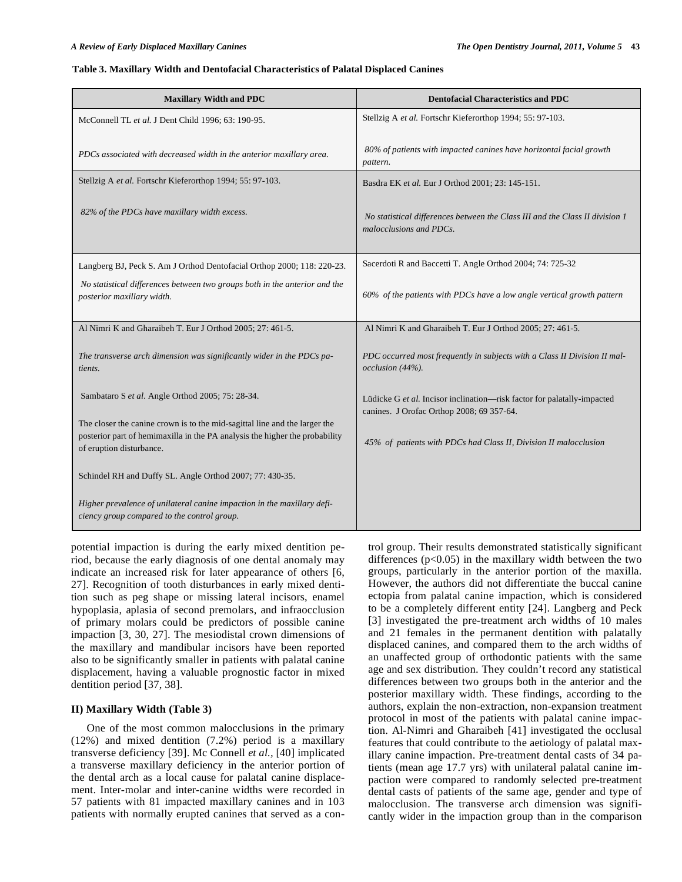**Table 3. Maxillary Width and Dentofacial Characteristics of Palatal Displaced Canines**

| Maxillary Width and PDC | Dentofacial Characteristics and PDC |
|---|---|
| McConnell TL *et al.* J Dent Child 1996; 63: 190-95.<br><br>*PDCs associated with decreased width in the anterior maxillary area.* | Stellzig A *et al.* Fortschr Kieferorthop 1994; 55: 97-103.<br><br>*80% of patients with impacted canines have horizontal facial growth pattern.* |
| Stellzig A *et al.* Fortschr Kieferorthop 1994; 55: 97-103.<br><br>*82% of the PDCs have maxillary width excess.* | Basdra EK *et al.* Eur J Orthod 2001; 23: 145-151.<br><br>*No statistical differences between the Class III and the Class II division 1 malocclusions and PDCs.* |
| Langberg BJ, Peck S. Am J Orthod Dentofacial Orthop 2000; 118: 220-23.<br><br>*No statistical differences between two groups both in the anterior and the posterior maxillary width.* | Sacerdoti R and Baccetti T. Angle Orthod 2004; 74: 725-32<br><br>*60% of the patients with PDCs have a low angle vertical growth pattern* |
| Al Nimri K and Gharaibeh T. Eur J Orthod 2005; 27: 461-5.<br><br>*The transverse arch dimension was significantly wider in the PDCs patients.*<br><br>Sambataro S *et al.* Angle Orthod 2005; 75: 28-34.<br><br>The closer the canine crown is to the mid-sagittal line and the larger the posterior part of hemimaxilla in the PA analysis the higher the probability of eruption disturbance.<br><br>Schindel RH and Duffy SL. Angle Orthod 2007; 77: 430-35.<br><br>*Higher prevalence of unilateral canine impaction in the maxillary deficiency group compared to the control group.* | Al Nimri K and Gharaibeh T. Eur J Orthod 2005; 27: 461-5.<br><br>*PDC occurred most frequently in subjects with a Class II Division II malocclusion (44%).*<br><br>Lüdicke G *et al.* Incisor inclination—risk factor for palatally-impacted canines. J Orofac Orthop 2008; 69 357-64.<br><br>*45% of patients with PDCs had Class II, Division II malocclusion* |

potential impaction is during the early mixed dentition period, because the early diagnosis of one dental anomaly may indicate an increased risk for later appearance of others [6, 27]. Recognition of tooth disturbances in early mixed dentition such as peg shape or missing lateral incisors, enamel hypoplasia, aplasia of second premolars, and infraocclusion of primary molars could be predictors of possible canine impaction [3, 30, 27]. The mesiodistal crown dimensions of the maxillary and mandibular incisors have been reported also to be significantly smaller in patients with palatal canine displacement, having a valuable prognostic factor in mixed dentition period [37, 38].

### II) Maxillary Width (Table 3)

One of the most common malocclusions in the primary (12%) and mixed dentition (7.2%) period is a maxillary transverse deficiency [39]. Mc Connell *et al.*, [40] implicated a transverse maxillary deficiency in the anterior portion of the dental arch as a local cause for palatal canine displacement. Inter-molar and inter-canine widths were recorded in 57 patients with 81 impacted maxillary canines and in 103 patients with normally erupted canines that served as a control group. Their results demonstrated statistically significant differences ($p<0.05$) in the maxillary width between the two groups, particularly in the anterior portion of the maxilla. However, the authors did not differentiate the buccal canine ectopia from palatal canine impaction, which is considered to be a completely different entity [24]. Langberg and Peck [3] investigated the pre-treatment arch widths of 10 males and 21 females in the permanent dentition with palatally displaced canines, and compared them to the arch widths of an unaffected group of orthodontic patients with the same age and sex distribution. They couldn't record any statistical differences between two groups both in the anterior and the posterior maxillary width. These findings, according to the authors, explain the non-extraction, non-expansion treatment protocol in most of the patients with palatal canine impaction. Al-Nimri and Gharaibeh [41] investigated the occlusal features that could contribute to the aetiology of palatal maxillary canine impaction. Pre-treatment dental casts of 34 patients (mean age 17.7 yrs) with unilateral palatal canine impaction were compared to randomly selected pre-treatment dental casts of patients of the same age, gender and type of malocclusion. The transverse arch dimension was significantly wider in the impaction group than in the comparison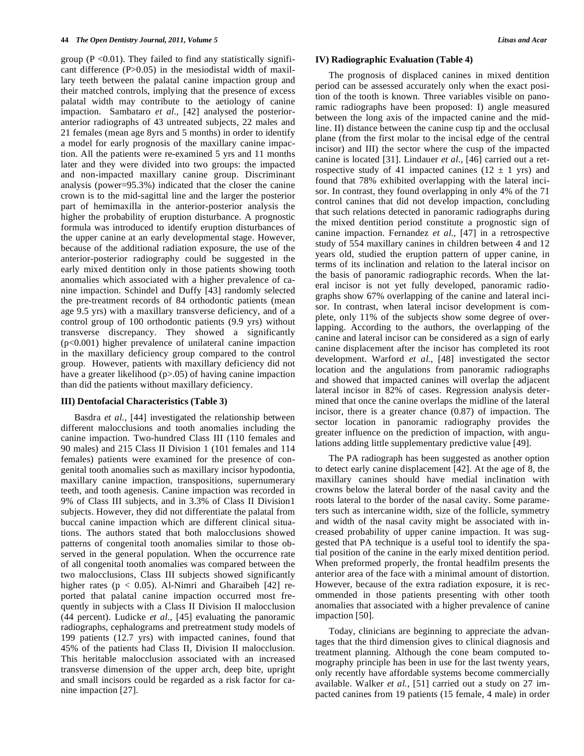group (P <0.01). They failed to find any statistically significant difference (P>0.05) in the mesiodistal width of maxillary teeth between the palatal canine impaction group and their matched controls, implying that the presence of excess palatal width may contribute to the aetiology of canine impaction. Sambataro *et al.*, [42] analysed the posterior-anterior radiographs of 43 untreated subjects, 22 males and 21 females (mean age 8yrs and 5 months) in order to identify a model for early prognosis of the maxillary canine impaction. All the patients were re-examined 5 yrs and 11 months later and they were divided into two groups: the impacted and non-impacted maxillary canine group. Discriminant analysis (power=95.3%) indicated that the closer the canine crown is to the mid-sagittal line and the larger the posterior part of hemimaxilla in the anterior-posterior analysis the higher the probability of eruption disturbance. A prognostic formula was introduced to identify eruption disturbances of the upper canine at an early developmental stage. However, because of the additional radiation exposure, the use of the anterior-posterior radiography could be suggested in the early mixed dentition only in those patients showing tooth anomalies which associated with a higher prevalence of canine impaction. Schindel and Duffy [43] randomly selected the pre-treatment records of 84 orthodontic patients (mean age 9.5 yrs) with a maxillary transverse deficiency, and of a control group of 100 orthodontic patients (9.9 yrs) without transverse discrepancy. They showed a significantly (p<0.001) higher prevalence of unilateral canine impaction in the maxillary deficiency group compared to the control group. However, patients with maxillary deficiency did not have a greater likelihood (p>.05) of having canine impaction than did the patients without maxillary deficiency.

### III) Dentofacial Characteristics (Table 3)

Basdra *et al.*, [44] investigated the relationship between different malocclusions and tooth anomalies including the canine impaction. Two-hundred Class III (110 females and 90 males) and 215 Class II Division 1 (101 females and 114 females) patients were examined for the presence of congenital tooth anomalies such as maxillary incisor hypodontia, maxillary canine impaction, transpositions, supernumerary teeth, and tooth agenesis. Canine impaction was recorded in 9% of Class III subjects, and in 3.3% of Class II Division1 subjects. However, they did not differentiate the palatal from buccal canine impaction which are different clinical situations. The authors stated that both malocclusions showed patterns of congenital tooth anomalies similar to those observed in the general population. When the occurrence rate of all congenital tooth anomalies was compared between the two malocclusions, Class III subjects showed significantly higher rates (p < 0.05). Al-Nimri and Gharaibeh [42] reported that palatal canine impaction occurred most frequently in subjects with a Class II Division II malocclusion (44 percent). Ludicke *et al.*, [45] evaluating the panoramic radiographs, cephalograms and pretreatment study models of 199 patients (12.7 yrs) with impacted canines, found that 45% of the patients had Class II, Division II malocclusion. This heritable malocclusion associated with an increased transverse dimension of the upper arch, deep bite, upright and small incisors could be regarded as a risk factor for canine impaction [27].

### IV) Radiographic Evaluation (Table 4)

The prognosis of displaced canines in mixed dentition period can be assessed accurately only when the exact position of the tooth is known. Three variables visible on panoramic radiographs have been proposed: I) angle measured between the long axis of the impacted canine and the midline. II) distance between the canine cusp tip and the occlusal plane (from the first molar to the incisal edge of the central incisor) and III) the sector where the cusp of the impacted canine is located [31]. Lindauer *et al.*, [46] carried out a retrospective study of 41 impacted canines (12 ± 1 yrs) and found that 78% exhibited overlapping with the lateral incisor. In contrast, they found overlapping in only 4% of the 71 control canines that did not develop impaction, concluding that such relations detected in panoramic radiographs during the mixed dentition period constitute a prognostic sign of canine impaction. Fernandez *et al.*, [47] in a retrospective study of 554 maxillary canines in children between 4 and 12 years old, studied the eruption pattern of upper canine, in terms of its inclination and relation to the lateral incisor on the basis of panoramic radiographic records. When the lateral incisor is not yet fully developed, panoramic radiographs show 67% overlapping of the canine and lateral incisor. In contrast, when lateral incisor development is complete, only 11% of the subjects show some degree of overlapping. According to the authors, the overlapping of the canine and lateral incisor can be considered as a sign of early canine displacement after the incisor has completed its root development. Warford *et al.*, [48] investigated the sector location and the angulations from panoramic radiographs and showed that impacted canines will overlap the adjacent lateral incisor in 82% of cases. Regression analysis determined that once the canine overlaps the midline of the lateral incisor, there is a greater chance (0.87) of impaction. The sector location in panoramic radiography provides the greater influence on the prediction of impaction, with angulations adding little supplementary predictive value [49].

The PA radiograph has been suggested as another option to detect early canine displacement [42]. At the age of 8, the maxillary canines should have medial inclination with crowns below the lateral border of the nasal cavity and the roots lateral to the border of the nasal cavity. Some parameters such as intercanine width, size of the follicle, symmetry and width of the nasal cavity might be associated with increased probability of upper canine impaction. It was suggested that PA technique is a useful tool to identify the spatial position of the canine in the early mixed dentition period. When preformed properly, the frontal headfilm presents the anterior area of the face with a minimal amount of distortion. However, because of the extra radiation exposure, it is recommended in those patients presenting with other tooth anomalies that associated with a higher prevalence of canine impaction [50].

Today, clinicians are beginning to appreciate the advantages that the third dimension gives to clinical diagnosis and treatment planning. Although the cone beam computed tomography principle has been in use for the last twenty years, only recently have affordable systems become commercially available. Walker *et al.*, [51] carried out a study on 27 impacted canines from 19 patients (15 female, 4 male) in order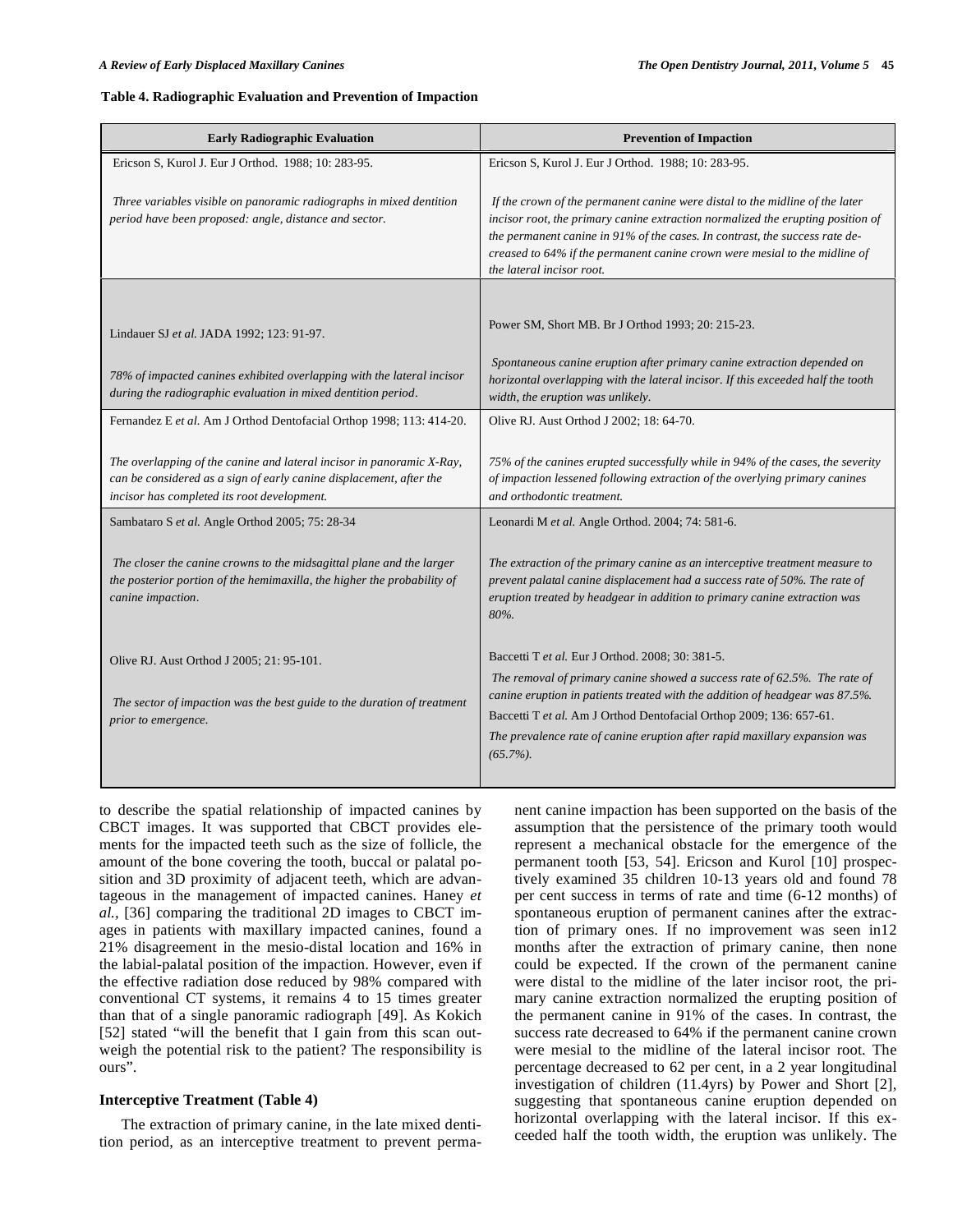**Table 4. Radiographic Evaluation and Prevention of Impaction**

| Early Radiographic Evaluation | Prevention of Impaction |
|---|---|
| Ericson S, Kurol J. Eur J Orthod. 1988; 10: 283-95.<br><br>*Three variables visible on panoramic radiographs in mixed dentition period have been proposed: angle, distance and sector.* | Ericson S, Kurol J. Eur J Orthod. 1988; 10: 283-95.<br><br>*If the crown of the permanent canine were distal to the midline of the later incisor root, the primary canine extraction normalized the erupting position of the permanent canine in 91% of the cases. In contrast, the success rate decreased to 64% if the permanent canine crown were mesial to the midline of the lateral incisor root.* |
| Lindauer SJ *et al.* JADA 1992; 123: 91-97.<br><br>*78% of impacted canines exhibited overlapping with the lateral incisor during the radiographic evaluation in mixed dentition period.* | Power SM, Short MB. Br J Orthod 1993; 20: 215-23.<br><br>*Spontaneous canine eruption after primary canine extraction depended on horizontal overlapping with the lateral incisor. If this exceeded half the tooth width, the eruption was unlikely.* |
| Fernandez E *et al.* Am J Orthod Dentofacial Orthop 1998; 113: 414-20.<br><br>*The overlapping of the canine and lateral incisor in panoramic X-Ray, can be considered as a sign of early canine displacement, after the incisor has completed its root development.* | Olive RJ. Aust Orthod J 2002; 18: 64-70.<br><br>*75% of the canines erupted successfully while in 94% of the cases, the severity of impaction lessened following extraction of the overlying primary canines and orthodontic treatment.* |
| Sambataro S *et al.* Angle Orthod 2005; 75: 28-34<br><br>*The closer the canine crowns to the midsagittal plane and the larger the posterior portion of the hemimaxilla, the higher the probability of canine impaction.*<br><br>Olive RJ. Aust Orthod J 2005; 21: 95-101.<br><br>*The sector of impaction was the best guide to the duration of treatment prior to emergence.* | Leonardi M *et al.* Angle Orthod. 2004; 74: 581-6.<br><br>*The extraction of the primary canine as an interceptive treatment measure to prevent palatal canine displacement had a success rate of 50%. The rate of eruption treated by headgear in addition to primary canine extraction was 80%.*<br><br>Baccetti T *et al.* Eur J Orthod. 2008; 30: 381-5.<br>*The removal of primary canine showed a success rate of 62.5%. The rate of canine eruption in patients treated with the addition of headgear was 87.5%.*<br>Baccetti T *et al.* Am J Orthod Dentofacial Orthop 2009; 136: 657-61.<br>*The prevalence rate of canine eruption after rapid maxillary expansion was (65.7%).* |

to describe the spatial relationship of impacted canines by CBCT images. It was supported that CBCT provides elements for the impacted teeth such as the size of follicle, the amount of the bone covering the tooth, buccal or palatal position and 3D proximity of adjacent teeth, which are advantageous in the management of impacted canines. Haney *et al.*, [36] comparing the traditional 2D images to CBCT images in patients with maxillary impacted canines, found a 21% disagreement in the mesio-distal location and 16% in the labial-palatal position of the impaction. However, even if the effective radiation dose reduced by 98% compared with conventional CT systems, it remains 4 to 15 times greater than that of a single panoramic radiograph [49]. As Kokich [52] stated "will the benefit that I gain from this scan outweigh the potential risk to the patient? The responsibility is ours".

### Interceptive Treatment (Table 4)

The extraction of primary canine, in the late mixed dentition period, as an interceptive treatment to prevent permanent canine impaction has been supported on the basis of the assumption that the persistence of the primary tooth would represent a mechanical obstacle for the emergence of the permanent tooth [53, 54]. Ericson and Kurol [10] prospectively examined 35 children 10-13 years old and found 78 per cent success in terms of rate and time (6-12 months) of spontaneous eruption of permanent canines after the extraction of primary ones. If no improvement was seen in12 months after the extraction of primary canine, then none could be expected. If the crown of the permanent canine were distal to the midline of the later incisor root, the primary canine extraction normalized the erupting position of the permanent canine in 91% of the cases. In contrast, the success rate decreased to 64% if the permanent canine crown were mesial to the midline of the lateral incisor root. The percentage decreased to 62 per cent, in a 2 year longitudinal investigation of children (11.4yrs) by Power and Short [2], suggesting that spontaneous canine eruption depended on horizontal overlapping with the lateral incisor. If this exceeded half the tooth width, the eruption was unlikely. The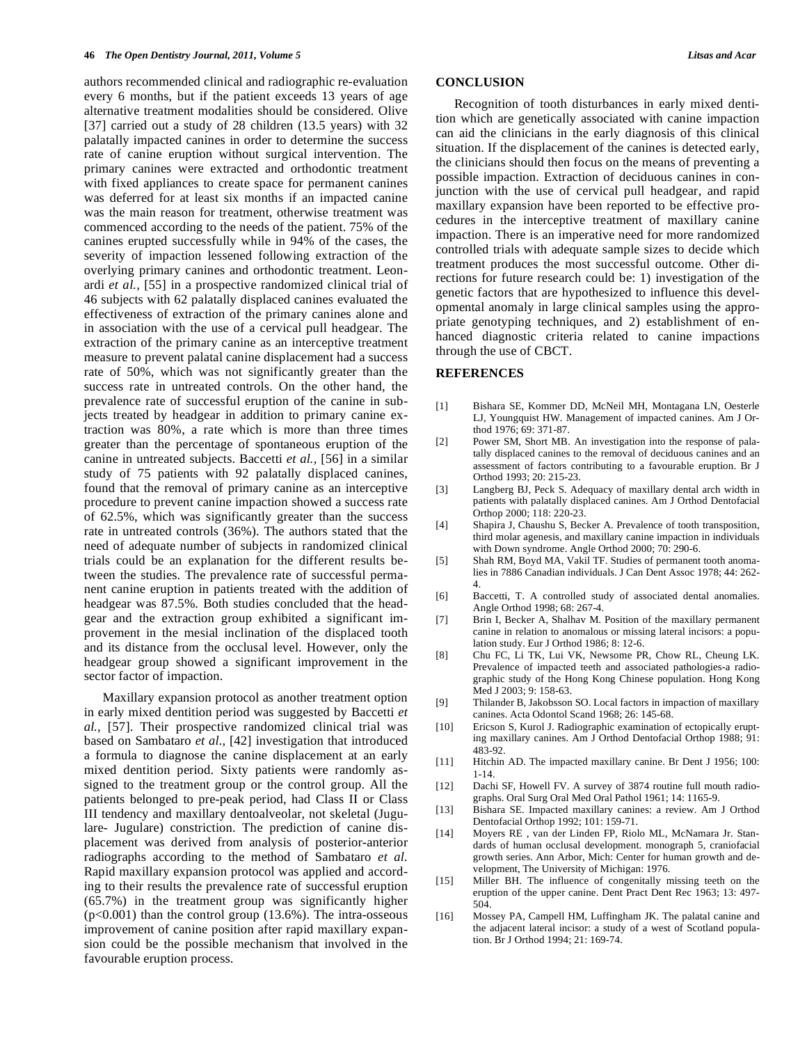authors recommended clinical and radiographic re-evaluation every 6 months, but if the patient exceeds 13 years of age alternative treatment modalities should be considered. Olive [37] carried out a study of 28 children (13.5 years) with 32 palatally impacted canines in order to determine the success rate of canine eruption without surgical intervention. The primary canines were extracted and orthodontic treatment with fixed appliances to create space for permanent canines was deferred for at least six months if an impacted canine was the main reason for treatment, otherwise treatment was commenced according to the needs of the patient. 75% of the canines erupted successfully while in 94% of the cases, the severity of impaction lessened following extraction of the overlying primary canines and orthodontic treatment. Leonardi *et al.,* [55] in a prospective randomized clinical trial of 46 subjects with 62 palatally displaced canines evaluated the effectiveness of extraction of the primary canines alone and in association with the use of a cervical pull headgear. The extraction of the primary canine as an interceptive treatment measure to prevent palatal canine displacement had a success rate of 50%, which was not significantly greater than the success rate in untreated controls. On the other hand, the prevalence rate of successful eruption of the canine in subjects treated by headgear in addition to primary canine extraction was 80%, a rate which is more than three times greater than the percentage of spontaneous eruption of the canine in untreated subjects. Baccetti *et al.,* [56] in a similar study of 75 patients with 92 palatally displaced canines, found that the removal of primary canine as an interceptive procedure to prevent canine impaction showed a success rate of 62.5%, which was significantly greater than the success rate in untreated controls (36%). The authors stated that the need of adequate number of subjects in randomized clinical trials could be an explanation for the different results between the studies. The prevalence rate of successful permanent canine eruption in patients treated with the addition of headgear was 87.5%. Both studies concluded that the headgear and the extraction group exhibited a significant improvement in the mesial inclination of the displaced tooth and its distance from the occlusal level. However, only the headgear group showed a significant improvement in the sector factor of impaction.

Maxillary expansion protocol as another treatment option in early mixed dentition period was suggested by Baccetti *et al.,* [57]. Their prospective randomized clinical trial was based on Sambataro *et al.,* [42] investigation that introduced a formula to diagnose the canine displacement at an early mixed dentition period. Sixty patients were randomly assigned to the treatment group or the control group. All the patients belonged to pre-peak period, had Class II or Class III tendency and maxillary dentoalveolar, not skeletal (Jugulare- Jugulare) constriction. The prediction of canine displacement was derived from analysis of posterior-anterior radiographs according to the method of Sambataro *et al.* Rapid maxillary expansion protocol was applied and according to their results the prevalence rate of successful eruption (65.7%) in the treatment group was significantly higher ($p<0.001$) than the control group (13.6%). The intra-osseous improvement of canine position after rapid maxillary expansion could be the possible mechanism that involved in the favourable eruption process.

## CONCLUSION

Recognition of tooth disturbances in early mixed dentition which are genetically associated with canine impaction can aid the clinicians in the early diagnosis of this clinical situation. If the displacement of the canines is detected early, the clinicians should then focus on the means of preventing a possible impaction. Extraction of deciduous canines in conjunction with the use of cervical pull headgear, and rapid maxillary expansion have been reported to be effective procedures in the interceptive treatment of maxillary canine impaction. There is an imperative need for more randomized controlled trials with adequate sample sizes to decide which treatment produces the most successful outcome. Other directions for future research could be: 1) investigation of the genetic factors that are hypothesized to influence this developmental anomaly in large clinical samples using the appropriate genotyping techniques, and 2) establishment of enhanced diagnostic criteria related to canine impactions through the use of CBCT.

## REFERENCES

[1] Bishara SE, Kommer DD, McNeil MH, Montagana LN, Oesterle LJ, Youngquist HW. Management of impacted canines. Am J Orthod 1976; 69: 371-87.

[2] Power SM, Short MB. An investigation into the response of palatally displaced canines to the removal of deciduous canines and an assessment of factors contributing to a favourable eruption. Br J Orthod 1993; 20: 215-23.

[3] Langberg BJ, Peck S. Adequacy of maxillary dental arch width in patients with palatally displaced canines. Am J Orthod Dentofacial Orthop 2000; 118: 220-23.

[4] Shapira J, Chaushu S, Becker A. Prevalence of tooth transposition, third molar agenesis, and maxillary canine impaction in individuals with Down syndrome. Angle Orthod 2000; 70: 290-6.

[5] Shah RM, Boyd MA, Vakil TF. Studies of permanent tooth anomalies in 7886 Canadian individuals. J Can Dent Assoc 1978; 44: 262-4.

[6] Baccetti, T. A controlled study of associated dental anomalies. Angle Orthod 1998; 68: 267-4.

[7] Brin I, Becker A, Shalhav M. Position of the maxillary permanent canine in relation to anomalous or missing lateral incisors: a population study. Eur J Orthod 1986; 8: 12-6.

[8] Chu FC, Li TK, Lui VK, Newsome PR, Chow RL, Cheung LK. Prevalence of impacted teeth and associated pathologies-a radiographic study of the Hong Kong Chinese population. Hong Kong Med J 2003; 9: 158-63.

[9] Thilander B, Jakobsson SO. Local factors in impaction of maxillary canines. Acta Odontol Scand 1968; 26: 145-68.

[10] Ericson S, Kurol J. Radiographic examination of ectopically erupting maxillary canines. Am J Orthod Dentofacial Orthop 1988; 91: 483-92.

[11] Hitchin AD. The impacted maxillary canine. Br Dent J 1956; 100: 1-14.

[12] Dachi SF, Howell FV. A survey of 3874 routine full mouth radiographs. Oral Surg Oral Med Oral Pathol 1961; 14: 1165-9.

[13] Bishara SE. Impacted maxillary canines: a review. Am J Orthod Dentofacial Orthop 1992; 101: 159-71.

[14] Moyers RE , van der Linden FP, Riolo ML, McNamara Jr. Standards of human occlusal development. monograph 5, craniofacial growth series. Ann Arbor, Mich: Center for human growth and development, The University of Michigan: 1976.

[15] Miller BH. The influence of congenitally missing teeth on the eruption of the upper canine. Dent Pract Dent Rec 1963; 13: 497-504.

[16] Mossey PA, Campell HM, Luffingham JK. The palatal canine and the adjacent lateral incisor: a study of a west of Scotland population. Br J Orthod 1994; 21: 169-74.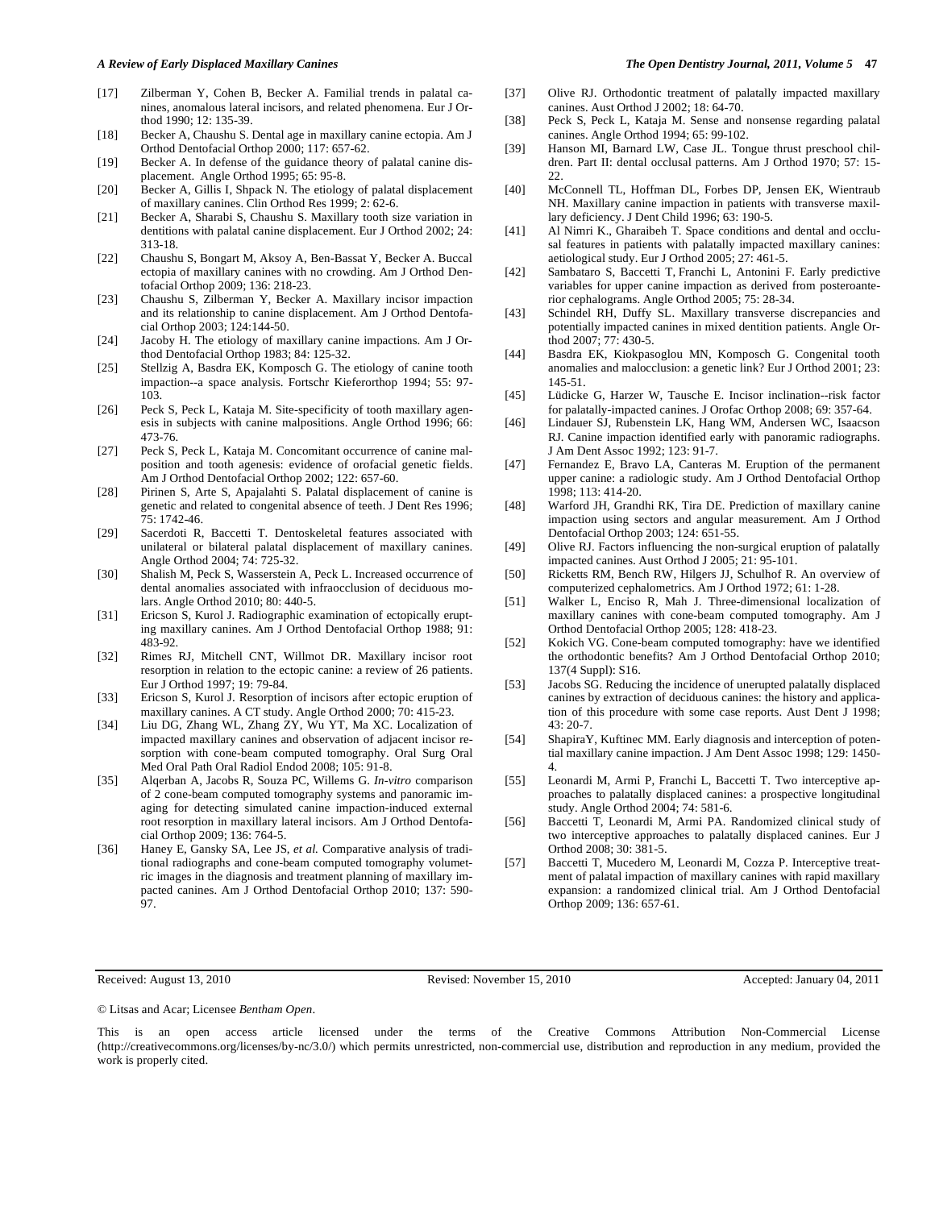[17] Zilberman Y, Cohen B, Becker A. Familial trends in palatal canines, anomalous lateral incisors, and related phenomena. Eur J Orthod 1990; 12: 135-39.

[18] Becker A, Chaushu S. Dental age in maxillary canine ectopia. Am J Orthod Dentofacial Orthop 2000; 117: 657-62.

[19] Becker A. In defense of the guidance theory of palatal canine displacement. Angle Orthod 1995; 65: 95-8.

[20] Becker A, Gillis I, Shpack N. The etiology of palatal displacement of maxillary canines. Clin Orthod Res 1999; 2: 62-6.

[21] Becker A, Sharabi S, Chaushu S. Maxillary tooth size variation in dentitions with palatal canine displacement. Eur J Orthod 2002; 24: 313-18.

[22] Chaushu S, Bongart M, Aksoy A, Ben-Bassat Y, Becker A. Buccal ectopia of maxillary canines with no crowding. Am J Orthod Dentofacial Orthop 2009; 136: 218-23.

[23] Chaushu S, Zilberman Y, Becker A. Maxillary incisor impaction and its relationship to canine displacement. Am J Orthod Dentofacial Orthop 2003; 124:144-50.

[24] Jacoby H. The etiology of maxillary canine impactions. Am J Orthod Dentofacial Orthop 1983; 84: 125-32.

[25] Stellzig A, Basdra EK, Komposch G. The etiology of canine tooth impaction--a space analysis. Fortschr Kieferorthop 1994; 55: 97-103.

[26] Peck S, Peck L, Kataja M. Site-specificity of tooth maxillary agenesis in subjects with canine malpositions. Angle Orthod 1996; 66: 473-76.

[27] Peck S, Peck L, Kataja M. Concomitant occurrence of canine malposition and tooth agenesis: evidence of orofacial genetic fields. Am J Orthod Dentofacial Orthop 2002; 122: 657-60.

[28] Pirinen S, Arte S, Apajalahti S. Palatal displacement of canine is genetic and related to congenital absence of teeth. J Dent Res 1996; 75: 1742-46.

[29] Sacerdoti R, Baccetti T. Dentoskeletal features associated with unilateral or bilateral palatal displacement of maxillary canines. Angle Orthod 2004; 74: 725-32.

[30] Shalish M, Peck S, Wasserstein A, Peck L. Increased occurrence of dental anomalies associated with infraocclusion of deciduous molars. Angle Orthod 2010; 80: 440-5.

[31] Ericson S, Kurol J. Radiographic examination of ectopically erupting maxillary canines. Am J Orthod Dentofacial Orthop 1988; 91: 483-92.

[32] Rimes RJ, Mitchell CNT, Willmot DR. Maxillary incisor root resorption in relation to the ectopic canine: a review of 26 patients. Eur J Orthod 1997; 19: 79-84.

[33] Ericson S, Kurol J. Resorption of incisors after ectopic eruption of maxillary canines. A CT study. Angle Orthod 2000; 70: 415-23.

[34] Liu DG, Zhang WL, Zhang ZY, Wu YT, Ma XC. Localization of impacted maxillary canines and observation of adjacent incisor resorption with cone-beam computed tomography. Oral Surg Oral Med Oral Path Oral Radiol Endod 2008; 105: 91-8.

[35] Alqerban A, Jacobs R, Souza PC, Willems G. *In-vitro* comparison of 2 cone-beam computed tomography systems and panoramic imaging for detecting simulated canine impaction-induced external root resorption in maxillary lateral incisors. Am J Orthod Dentofacial Orthop 2009; 136: 764-5.

[36] Haney E, Gansky SA, Lee JS, *et al.* Comparative analysis of traditional radiographs and cone-beam computed tomography volumetric images in the diagnosis and treatment planning of maxillary impacted canines. Am J Orthod Dentofacial Orthop 2010; 137: 590-97.

[37] Olive RJ. Orthodontic treatment of palatally impacted maxillary canines. Aust Orthod J 2002; 18: 64-70.

[38] Peck S, Peck L, Kataja M. Sense and nonsense regarding palatal canines. Angle Orthod 1994; 65: 99-102.

[39] Hanson MI, Barnard LW, Case JL. Tongue thrust preschool children. Part II: dental occlusal patterns. Am J Orthod 1970; 57: 15-22.

[40] McConnell TL, Hoffman DL, Forbes DP, Jensen EK, Wientraub NH. Maxillary canine impaction in patients with transverse maxillary deficiency. J Dent Child 1996; 63: 190-5.

[41] Al Nimri K., Gharaibeh T. Space conditions and dental and occlusal features in patients with palatally impacted maxillary canines: aetiological study. Eur J Orthod 2005; 27: 461-5.

[42] Sambataro S, Baccetti T, Franchi L, Antonini F. Early predictive variables for upper canine impaction as derived from posteroanterior cephalograms. Angle Orthod 2005; 75: 28-34.

[43] Schindel RH, Duffy SL. Maxillary transverse discrepancies and potentially impacted canines in mixed dentition patients. Angle Orthod 2007; 77: 430-5.

[44] Basdra EK, Kiokpasoglou MN, Komposch G. Congenital tooth anomalies and malocclusion: a genetic link? Eur J Orthod 2001; 23: 145-51.

[45] Lüdicke G, Harzer W, Tausche E. Incisor inclination--risk factor for palatally-impacted canines. J Orofac Orthop 2008; 69: 357-64.

[46] Lindauer SJ, Rubenstein LK, Hang WM, Andersen WC, Isaacson RJ. Canine impaction identified early with panoramic radiographs. J Am Dent Assoc 1992; 123: 91-7.

[47] Fernandez E, Bravo LA, Canteras M. Eruption of the permanent upper canine: a radiologic study. Am J Orthod Dentofacial Orthop 1998; 113: 414-20.

[48] Warford JH, Grandhi RK, Tira DE. Prediction of maxillary canine impaction using sectors and angular measurement. Am J Orthod Dentofacial Orthop 2003; 124: 651-55.

[49] Olive RJ. Factors influencing the non-surgical eruption of palatally impacted canines. Aust Orthod J 2005; 21: 95-101.

[50] Ricketts RM, Bench RW, Hilgers JJ, Schulhof R. An overview of computerized cephalometrics. Am J Orthod 1972; 61: 1-28.

[51] Walker L, Enciso R, Mah J. Three-dimensional localization of maxillary canines with cone-beam computed tomography. Am J Orthod Dentofacial Orthop 2005; 128: 418-23.

[52] Kokich VG. Cone-beam computed tomography: have we identified the orthodontic benefits? Am J Orthod Dentofacial Orthop 2010; 137(4 Suppl): S16.

[53] Jacobs SG. Reducing the incidence of unerupted palatally displaced canines by extraction of deciduous canines: the history and application of this procedure with some case reports. Aust Dent J 1998; 43: 20-7.

[54] ShapiraY, Kuftinec MM. Early diagnosis and interception of potential maxillary canine impaction. J Am Dent Assoc 1998; 129: 1450-4.

[55] Leonardi M, Armi P, Franchi L, Baccetti T. Two interceptive approaches to palatally displaced canines: a prospective longitudinal study. Angle Orthod 2004; 74: 581-6.

[56] Baccetti T, Leonardi M, Armi PA. Randomized clinical study of two interceptive approaches to palatally displaced canines. Eur J Orthod 2008; 30: 381-5.

[57] Baccetti T, Mucedero M, Leonardi M, Cozza P. Interceptive treatment of palatal impaction of maxillary canines with rapid maxillary expansion: a randomized clinical trial. Am J Orthod Dentofacial Orthop 2009; 136: 657-61.

Received: August 13, 2010 Revised: November 15, 2010 Accepted: January 04, 2011

© Litsas and Acar; Licensee *Bentham Open*.

This is an open access article licensed under the terms of the Creative Commons Attribution Non-Commercial License (http://creativecommons.org/licenses/by-nc/3.0/) which permits unrestricted, non-commercial use, distribution and reproduction in any medium, provided the work is properly cited.